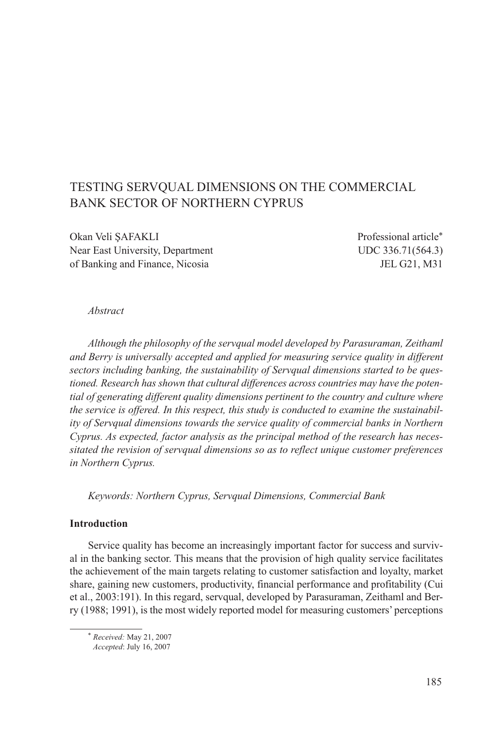# TESTING SERVQUAL DIMENSIONS ON THE COMMERCIAL BANK SECTOR OF NORTHERN CYPRUS

Okan Veli ŞAFAKLI
Near East University, Department of Banking and Finance, Nicosia

Professional article*
UDC 336.71(564.3)
JEL G21, M31

*Abstract*

*Although the philosophy of the servqual model developed by Parasuraman, Zeithaml and Berry is universally accepted and applied for measuring service quality in different sectors including banking, the sustainability of Servqual dimensions started to be questioned. Research has shown that cultural differences across countries may have the potential of generating different quality dimensions pertinent to the country and culture where the service is offered. In this respect, this study is conducted to examine the sustainability of Servqual dimensions towards the service quality of commercial banks in Northern Cyprus. As expected, factor analysis as the principal method of the research has necessitated the revision of servqual dimensions so as to reflect unique customer preferences in Northern Cyprus.*

*Keywords: Northern Cyprus, Servqual Dimensions, Commercial Bank*

**Introduction**

Service quality has become an increasingly important factor for success and survival in the banking sector. This means that the provision of high quality service facilitates the achievement of the main targets relating to customer satisfaction and loyalty, market share, gaining new customers, productivity, financial performance and profitability (Cui et al., 2003:191). In this regard, servqual, developed by Parasuraman, Zeithaml and Berry (1988; 1991), is the most widely reported model for measuring customers' perceptions

---

* *Received:* May 21, 2007
*Accepted*: July 16, 2007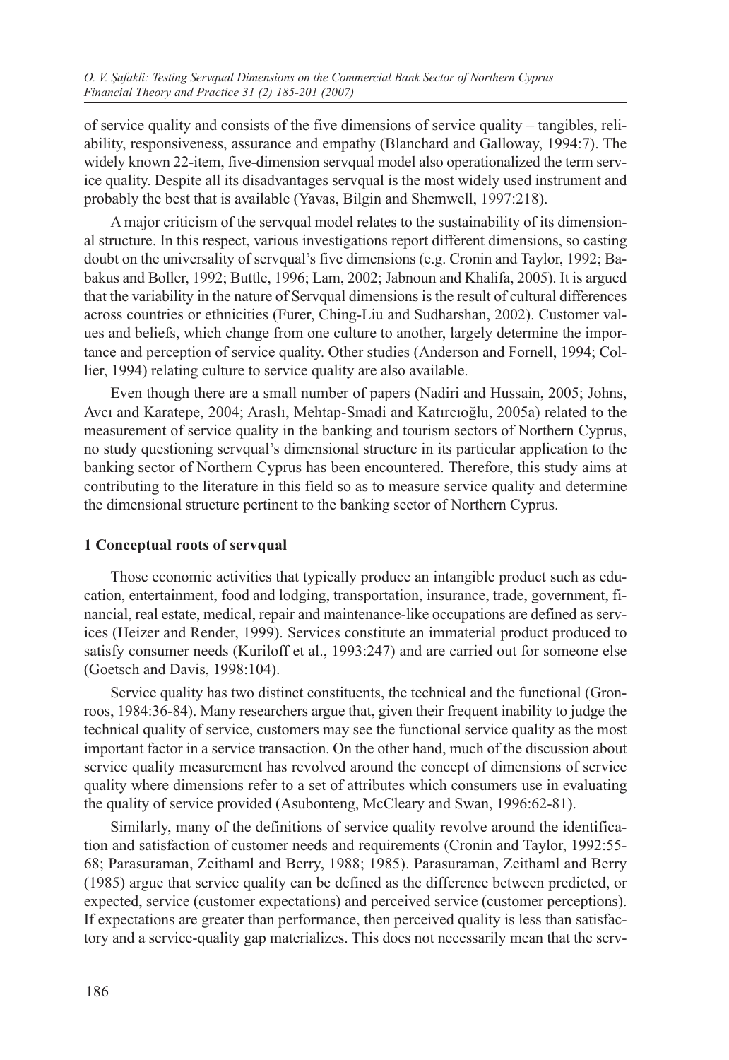of service quality and consists of the five dimensions of service quality – tangibles, reliability, responsiveness, assurance and empathy (Blanchard and Galloway, 1994:7). The widely known 22-item, five-dimension servqual model also operationalized the term service quality. Despite all its disadvantages servqual is the most widely used instrument and probably the best that is available (Yavas, Bilgin and Shemwell, 1997:218).

A major criticism of the servqual model relates to the sustainability of its dimensional structure. In this respect, various investigations report different dimensions, so casting doubt on the universality of servqual's five dimensions (e.g. Cronin and Taylor, 1992; Babakus and Boller, 1992; Buttle, 1996; Lam, 2002; Jabnoun and Khalifa, 2005). It is argued that the variability in the nature of Servqual dimensions is the result of cultural differences across countries or ethnicities (Furer, Ching-Liu and Sudharshan, 2002). Customer values and beliefs, which change from one culture to another, largely determine the importance and perception of service quality. Other studies (Anderson and Fornell, 1994; Collier, 1994) relating culture to service quality are also available.

Even though there are a small number of papers (Nadiri and Hussain, 2005; Johns, Avcı and Karatepe, 2004; Araslı, Mehtap-Smadi and Katırcıoğlu, 2005a) related to the measurement of service quality in the banking and tourism sectors of Northern Cyprus, no study questioning servqual's dimensional structure in its particular application to the banking sector of Northern Cyprus has been encountered. Therefore, this study aims at contributing to the literature in this field so as to measure service quality and determine the dimensional structure pertinent to the banking sector of Northern Cyprus.

## 1 Conceptual roots of servqual

Those economic activities that typically produce an intangible product such as education, entertainment, food and lodging, transportation, insurance, trade, government, financial, real estate, medical, repair and maintenance-like occupations are defined as services (Heizer and Render, 1999). Services constitute an immaterial product produced to satisfy consumer needs (Kuriloff et al., 1993:247) and are carried out for someone else (Goetsch and Davis, 1998:104).

Service quality has two distinct constituents, the technical and the functional (Gronroos, 1984:36-84). Many researchers argue that, given their frequent inability to judge the technical quality of service, customers may see the functional service quality as the most important factor in a service transaction. On the other hand, much of the discussion about service quality measurement has revolved around the concept of dimensions of service quality where dimensions refer to a set of attributes which consumers use in evaluating the quality of service provided (Asubonteng, McCleary and Swan, 1996:62-81).

Similarly, many of the definitions of service quality revolve around the identification and satisfaction of customer needs and requirements (Cronin and Taylor, 1992:55-68; Parasuraman, Zeithaml and Berry, 1988; 1985). Parasuraman, Zeithaml and Berry (1985) argue that service quality can be defined as the difference between predicted, or expected, service (customer expectations) and perceived service (customer perceptions). If expectations are greater than performance, then perceived quality is less than satisfactory and a service-quality gap materializes. This does not necessarily mean that the serv-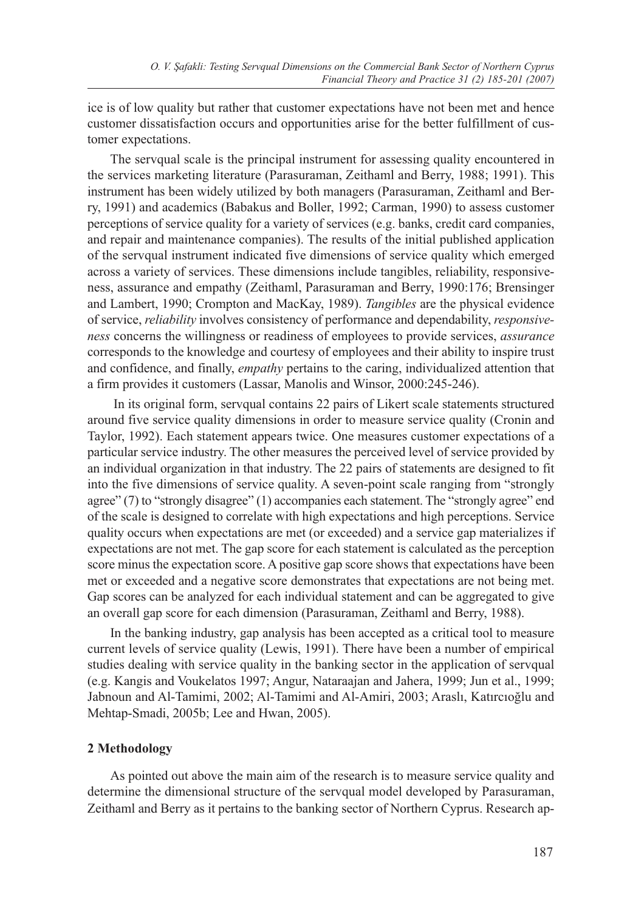ice is of low quality but rather that customer expectations have not been met and hence customer dissatisfaction occurs and opportunities arise for the better fulfillment of customer expectations.

The servqual scale is the principal instrument for assessing quality encountered in the services marketing literature (Parasuraman, Zeithaml and Berry, 1988; 1991). This instrument has been widely utilized by both managers (Parasuraman, Zeithaml and Berry, 1991) and academics (Babakus and Boller, 1992; Carman, 1990) to assess customer perceptions of service quality for a variety of services (e.g. banks, credit card companies, and repair and maintenance companies). The results of the initial published application of the servqual instrument indicated five dimensions of service quality which emerged across a variety of services. These dimensions include tangibles, reliability, responsiveness, assurance and empathy (Zeithaml, Parasuraman and Berry, 1990:176; Brensinger and Lambert, 1990; Crompton and MacKay, 1989). *Tangibles* are the physical evidence of service, *reliability* involves consistency of performance and dependability, *responsiveness* concerns the willingness or readiness of employees to provide services, *assurance* corresponds to the knowledge and courtesy of employees and their ability to inspire trust and confidence, and finally, *empathy* pertains to the caring, individualized attention that a firm provides it customers (Lassar, Manolis and Winsor, 2000:245-246).

In its original form, servqual contains 22 pairs of Likert scale statements structured around five service quality dimensions in order to measure service quality (Cronin and Taylor, 1992). Each statement appears twice. One measures customer expectations of a particular service industry. The other measures the perceived level of service provided by an individual organization in that industry. The 22 pairs of statements are designed to fit into the five dimensions of service quality. A seven-point scale ranging from "strongly agree" (7) to "strongly disagree" (1) accompanies each statement. The "strongly agree" end of the scale is designed to correlate with high expectations and high perceptions. Service quality occurs when expectations are met (or exceeded) and a service gap materializes if expectations are not met. The gap score for each statement is calculated as the perception score minus the expectation score. A positive gap score shows that expectations have been met or exceeded and a negative score demonstrates that expectations are not being met. Gap scores can be analyzed for each individual statement and can be aggregated to give an overall gap score for each dimension (Parasuraman, Zeithaml and Berry, 1988).

In the banking industry, gap analysis has been accepted as a critical tool to measure current levels of service quality (Lewis, 1991). There have been a number of empirical studies dealing with service quality in the banking sector in the application of servqual (e.g. Kangis and Voukelatos 1997; Angur, Nataraajan and Jahera, 1999; Jun et al., 1999; Jabnoun and Al-Tamimi, 2002; Al-Tamimi and Al-Amiri, 2003; Araslı, Katırcıoğlu and Mehtap-Smadi, 2005b; Lee and Hwan, 2005).

## 2 Methodology

As pointed out above the main aim of the research is to measure service quality and determine the dimensional structure of the servqual model developed by Parasuraman, Zeithaml and Berry as it pertains to the banking sector of Northern Cyprus. Research ap-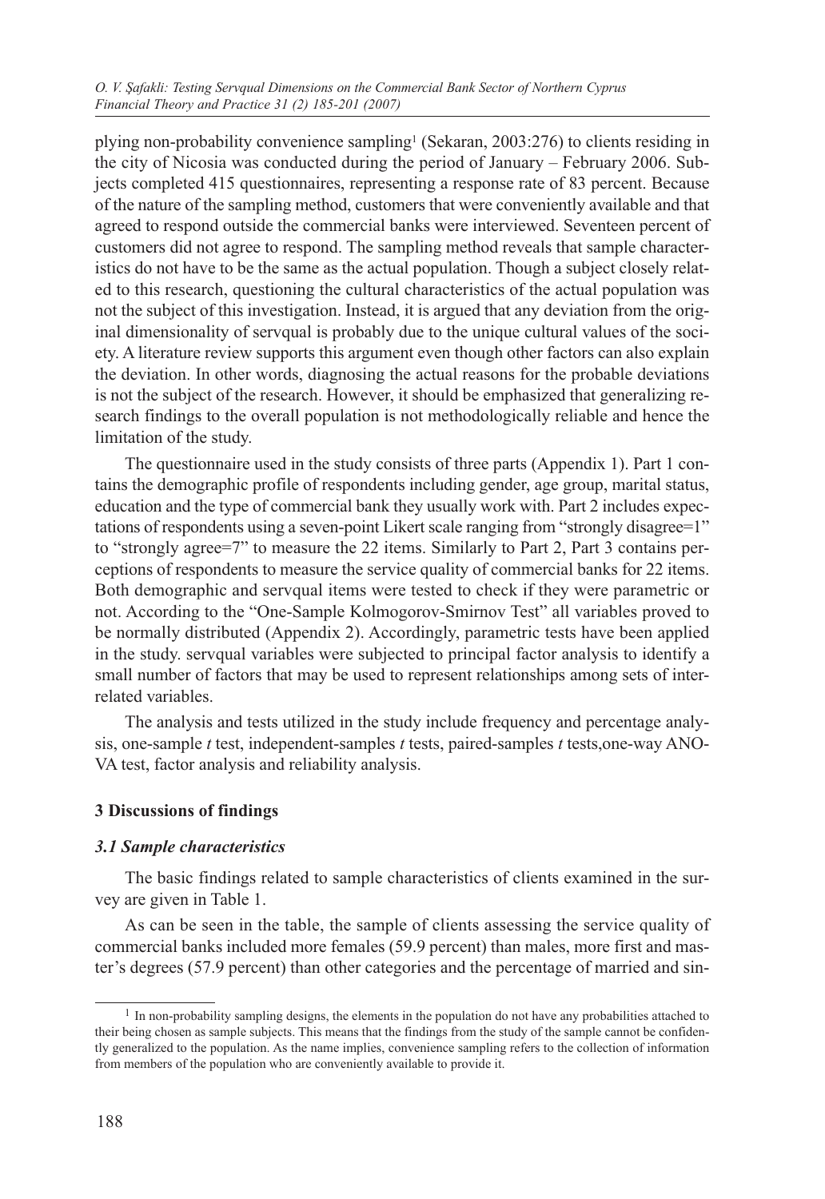plying non-probability convenience sampling[1] (Sekaran, 2003:276) to clients residing in the city of Nicosia was conducted during the period of January – February 2006. Subjects completed 415 questionnaires, representing a response rate of 83 percent. Because of the nature of the sampling method, customers that were conveniently available and that agreed to respond outside the commercial banks were interviewed. Seventeen percent of customers did not agree to respond. The sampling method reveals that sample characteristics do not have to be the same as the actual population. Though a subject closely related to this research, questioning the cultural characteristics of the actual population was not the subject of this investigation. Instead, it is argued that any deviation from the original dimensionality of servqual is probably due to the unique cultural values of the society. A literature review supports this argument even though other factors can also explain the deviation. In other words, diagnosing the actual reasons for the probable deviations is not the subject of the research. However, it should be emphasized that generalizing research findings to the overall population is not methodologically reliable and hence the limitation of the study.

The questionnaire used in the study consists of three parts (Appendix 1). Part 1 contains the demographic profile of respondents including gender, age group, marital status, education and the type of commercial bank they usually work with. Part 2 includes expectations of respondents using a seven-point Likert scale ranging from "strongly disagree=1" to "strongly agree=7" to measure the 22 items. Similarly to Part 2, Part 3 contains perceptions of respondents to measure the service quality of commercial banks for 22 items. Both demographic and servqual items were tested to check if they were parametric or not. According to the "One-Sample Kolmogorov-Smirnov Test" all variables proved to be normally distributed (Appendix 2). Accordingly, parametric tests have been applied in the study. servqual variables were subjected to principal factor analysis to identify a small number of factors that may be used to represent relationships among sets of interrelated variables.

The analysis and tests utilized in the study include frequency and percentage analysis, one-sample *t* test, independent-samples *t* tests, paired-samples *t* tests,one-way ANOVA test, factor analysis and reliability analysis.

## 3 Discussions of findings

### *3.1 Sample characteristics*

The basic findings related to sample characteristics of clients examined in the survey are given in Table 1.

As can be seen in the table, the sample of clients assessing the service quality of commercial banks included more females (59.9 percent) than males, more first and master's degrees (57.9 percent) than other categories and the percentage of married and sin-

---

[1] In non-probability sampling designs, the elements in the population do not have any probabilities attached to their being chosen as sample subjects. This means that the findings from the study of the sample cannot be confidently generalized to the population. As the name implies, convenience sampling refers to the collection of information from members of the population who are conveniently available to provide it.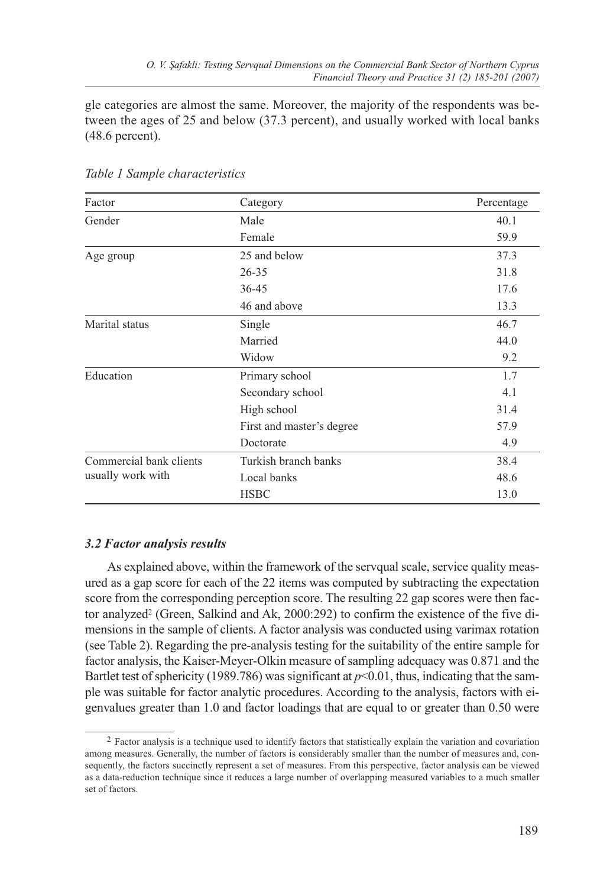gle categories are almost the same. Moreover, the majority of the respondents was between the ages of 25 and below (37.3 percent), and usually worked with local banks (48.6 percent).

*Table 1 Sample characteristics*

| Factor | Category | Percentage |
|---|---|---|
| Gender | Male | 40.1 |
| | Female | 59.9 |
| Age group | 25 and below | 37.3 |
| | 26-35 | 31.8 |
| | 36-45 | 17.6 |
| | 46 and above | 13.3 |
| Marital status | Single | 46.7 |
| | Married | 44.0 |
| | Widow | 9.2 |
| Education | Primary school | 1.7 |
| | Secondary school | 4.1 |
| | High school | 31.4 |
| | First and master's degree | 57.9 |
| | Doctorate | 4.9 |
| Commercial bank clients usually work with | Turkish branch banks | 38.4 |
| | Local banks | 48.6 |
| | HSBC | 13.0 |

### *3.2 Factor analysis results*

As explained above, within the framework of the servqual scale, service quality measured as a gap score for each of the 22 items was computed by subtracting the expectation score from the corresponding perception score. The resulting 22 gap scores were then factor analyzed[2] (Green, Salkind and Ak, 2000:292) to confirm the existence of the five dimensions in the sample of clients. A factor analysis was conducted using varimax rotation (see Table 2). Regarding the pre-analysis testing for the suitability of the entire sample for factor analysis, the Kaiser-Meyer-Olkin measure of sampling adequacy was 0.871 and the Bartlet test of sphericity (1989.786) was significant at $p<0.01$, thus, indicating that the sample was suitable for factor analytic procedures. According to the analysis, factors with eigenvalues greater than 1.0 and factor loadings that are equal to or greater than 0.50 were

[2] Factor analysis is a technique used to identify factors that statistically explain the variation and covariation among measures. Generally, the number of factors is considerably smaller than the number of measures and, consequently, the factors succinctly represent a set of measures. From this perspective, factor analysis can be viewed as a data-reduction technique since it reduces a large number of overlapping measured variables to a much smaller set of factors.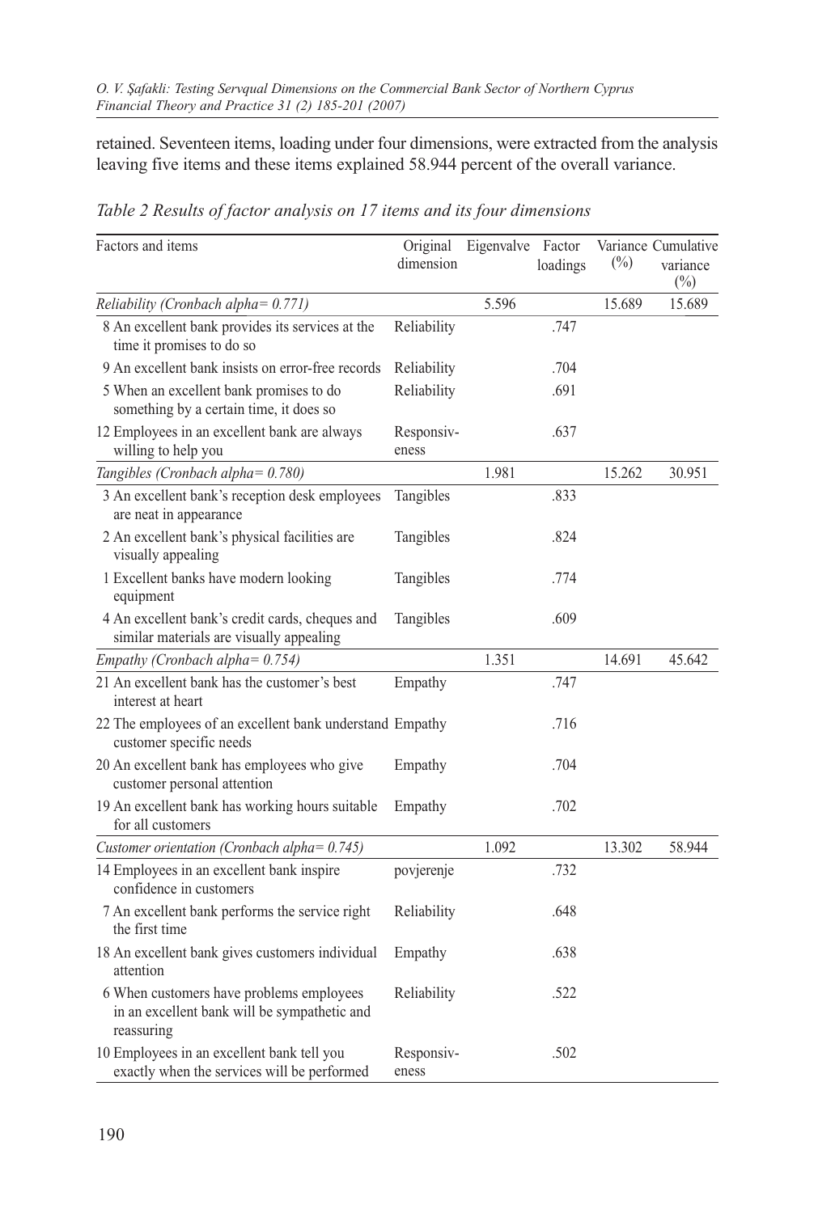retained. Seventeen items, loading under four dimensions, were extracted from the analysis leaving five items and these items explained 58.944 percent of the overall variance.

*Table 2 Results of factor analysis on 17 items and its four dimensions*

| Factors and items | Original dimension | Eigenvalve | Factor loadings | Variance (%) | Cumulative variance (%) |
|---|---|---|---|---|---|
| *Reliability (Cronbach alpha= 0.771)* | | 5.596 | | 15.689 | 15.689 |
| 8 An excellent bank provides its services at the time it promises to do so | Reliability | | .747 | | |
| 9 An excellent bank insists on error-free records | Reliability | | .704 | | |
| 5 When an excellent bank promises to do something by a certain time, it does so | Reliability | | .691 | | |
| 12 Employees in an excellent bank are always willing to help you | Responsiveness | | .637 | | |
| *Tangibles (Cronbach alpha= 0.780)* | | 1.981 | | 15.262 | 30.951 |
| 3 An excellent bank's reception desk employees are neat in appearance | Tangibles | | .833 | | |
| 2 An excellent bank's physical facilities are visually appealing | Tangibles | | .824 | | |
| 1 Excellent banks have modern looking equipment | Tangibles | | .774 | | |
| 4 An excellent bank's credit cards, cheques and similar materials are visually appealing | Tangibles | | .609 | | |
| *Empathy (Cronbach alpha= 0.754)* | | 1.351 | | 14.691 | 45.642 |
| 21 An excellent bank has the customer's best interest at heart | Empathy | | .747 | | |
| 22 The employees of an excellent bank understand customer specific needs | Empathy | | .716 | | |
| 20 An excellent bank has employees who give customer personal attention | Empathy | | .704 | | |
| 19 An excellent bank has working hours suitable for all customers | Empathy | | .702 | | |
| *Customer orientation (Cronbach alpha= 0.745)* | | 1.092 | | 13.302 | 58.944 |
| 14 Employees in an excellent bank inspire confidence in customers | povjerenje | | .732 | | |
| 7 An excellent bank performs the service right the first time | Reliability | | .648 | | |
| 18 An excellent bank gives customers individual attention | Empathy | | .638 | | |
| 6 When customers have problems employees in an excellent bank will be sympathetic and reassuring | Reliability | | .522 | | |
| 10 Employees in an excellent bank tell you exactly when the services will be performed | Responsiveness | | .502 | | |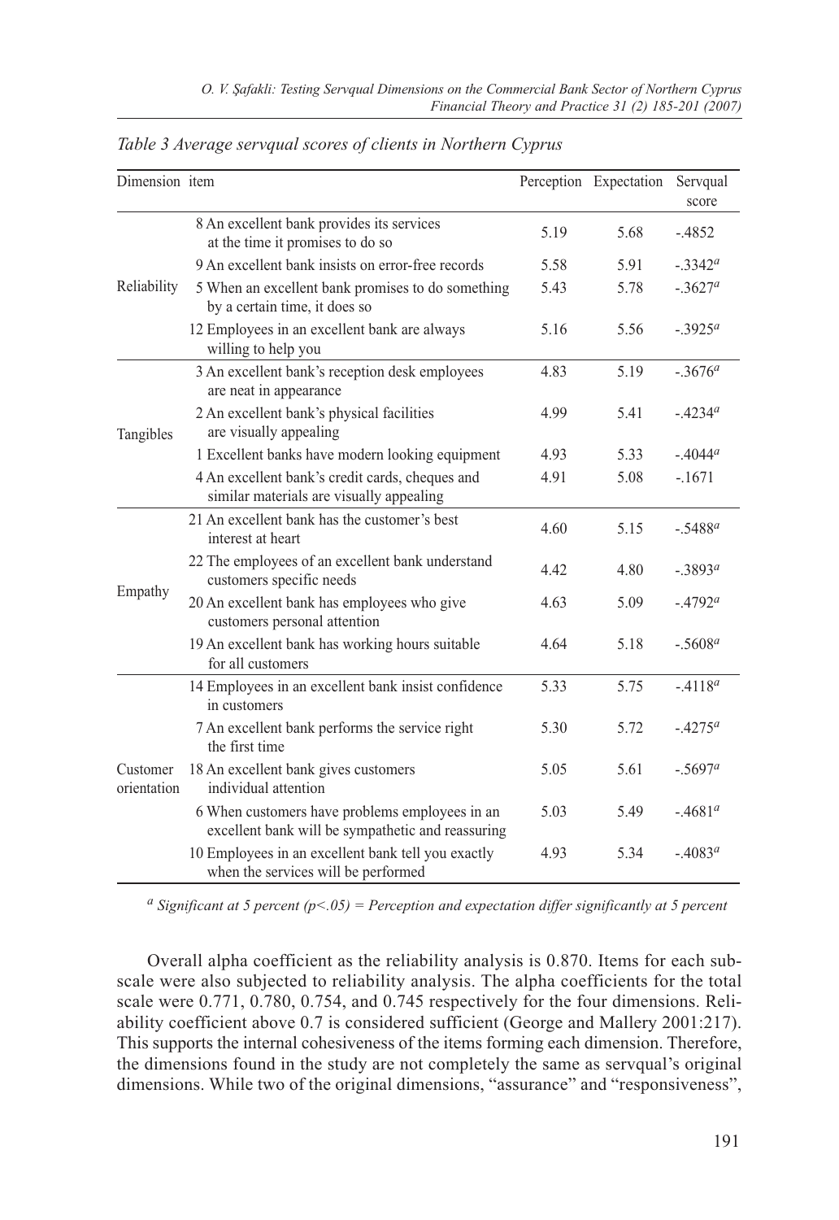*Table 3 Average servqual scores of clients in Northern Cyprus*

| Dimension | item | Perception | Expectation | Servqual score |
|---|---|---|---|---|
| Reliability | 8 An excellent bank provides its services at the time it promises to do so | 5.19 | 5.68 | -.4852 |
| | 9 An excellent bank insists on error-free records | 5.58 | 5.91 | -.3342[a] |
| | 5 When an excellent bank promises to do something by a certain time, it does so | 5.43 | 5.78 | -.3627[a] |
| | 12 Employees in an excellent bank are always willing to help you | 5.16 | 5.56 | -.3925[a] |
| Tangibles | 3 An excellent bank's reception desk employees are neat in appearance | 4.83 | 5.19 | -.3676[a] |
| | 2 An excellent bank's physical facilities are visually appealing | 4.99 | 5.41 | -.4234[a] |
| | 1 Excellent banks have modern looking equipment | 4.93 | 5.33 | -.4044[a] |
| | 4 An excellent bank's credit cards, cheques and similar materials are visually appealing | 4.91 | 5.08 | -.1671 |
| Empathy | 21 An excellent bank has the customer's best interest at heart | 4.60 | 5.15 | -.5488[a] |
| | 22 The employees of an excellent bank understand customers specific needs | 4.42 | 4.80 | -.3893[a] |
| | 20 An excellent bank has employees who give customers personal attention | 4.63 | 5.09 | -.4792[a] |
| | 19 An excellent bank has working hours suitable for all customers | 4.64 | 5.18 | -.5608[a] |
| Customer orientation | 14 Employees in an excellent bank insist confidence in customers | 5.33 | 5.75 | -.4118[a] |
| | 7 An excellent bank performs the service right the first time | 5.30 | 5.72 | -.4275[a] |
| | 18 An excellent bank gives customers individual attention | 5.05 | 5.61 | -.5697[a] |
| | 6 When customers have problems employees in an excellent bank will be sympathetic and reassuring | 5.03 | 5.49 | -.4681[a] |
| | 10 Employees in an excellent bank tell you exactly when the services will be performed | 4.93 | 5.34 | -.4083[a] |

[a] *Significant at 5 percent ($p<.05$) = Perception and expectation differ significantly at 5 percent*

Overall alpha coefficient as the reliability analysis is 0.870. Items for each subscale were also subjected to reliability analysis. The alpha coefficients for the total scale were 0.771, 0.780, 0.754, and 0.745 respectively for the four dimensions. Reliability coefficient above 0.7 is considered sufficient (George and Mallery 2001:217). This supports the internal cohesiveness of the items forming each dimension. Therefore, the dimensions found in the study are not completely the same as servqual's original dimensions. While two of the original dimensions, "assurance" and "responsiveness",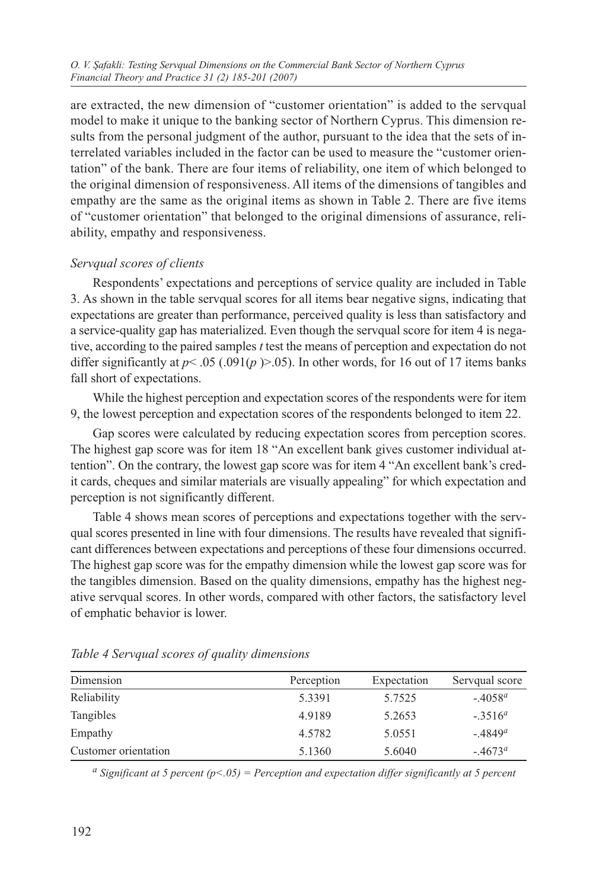are extracted, the new dimension of "customer orientation" is added to the servqual model to make it unique to the banking sector of Northern Cyprus. This dimension results from the personal judgment of the author, pursuant to the idea that the sets of interrelated variables included in the factor can be used to measure the "customer orientation" of the bank. There are four items of reliability, one item of which belonged to the original dimension of responsiveness. All items of the dimensions of tangibles and empathy are the same as the original items as shown in Table 2. There are five items of "customer orientation" that belonged to the original dimensions of assurance, reliability, empathy and responsiveness.

### *Servqual scores of clients*

Respondents' expectations and perceptions of service quality are included in Table 3. As shown in the table servqual scores for all items bear negative signs, indicating that expectations are greater than performance, perceived quality is less than satisfactory and a service-quality gap has materialized. Even though the servqual score for item 4 is negative, according to the paired samples *t* test the means of perception and expectation do not differ significantly at $p < .05$ ($.091(p) > .05$). In other words, for 16 out of 17 items banks fall short of expectations.

While the highest perception and expectation scores of the respondents were for item 9, the lowest perception and expectation scores of the respondents belonged to item 22.

Gap scores were calculated by reducing expectation scores from perception scores. The highest gap score was for item 18 "An excellent bank gives customer individual attention". On the contrary, the lowest gap score was for item 4 "An excellent bank's credit cards, cheques and similar materials are visually appealing" for which expectation and perception is not significantly different.

Table 4 shows mean scores of perceptions and expectations together with the servqual scores presented in line with four dimensions. The results have revealed that significant differences between expectations and perceptions of these four dimensions occurred. The highest gap score was for the empathy dimension while the lowest gap score was for the tangibles dimension. Based on the quality dimensions, empathy has the highest negative servqual scores. In other words, compared with other factors, the satisfactory level of emphatic behavior is lower.

*Table 4 Servqual scores of quality dimensions*

| Dimension | Perception | Expectation | Servqual score |
|---|---|---|---|
| Reliability | 5.3391 | 5.7525 | -.4058[a] |
| Tangibles | 4.9189 | 5.2653 | -.3516[a] |
| Empathy | 4.5782 | 5.0551 | -.4849[a] |
| Customer orientation | 5.1360 | 5.6040 | -.4673[a] |

[a] *Significant at 5 percent ($p<.05$) = Perception and expectation differ significantly at 5 percent*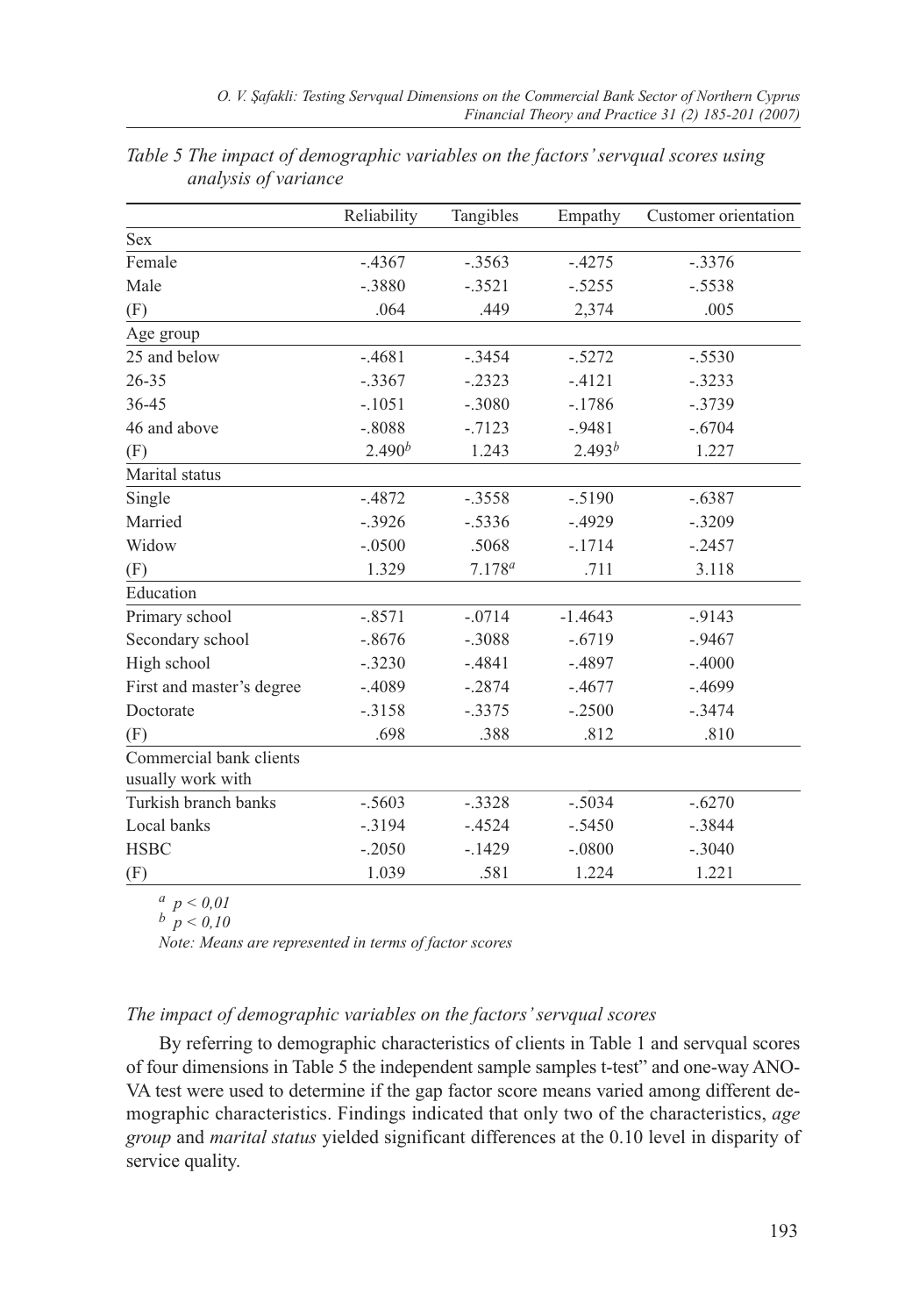*Table 5 The impact of demographic variables on the factors' servqual scores using analysis of variance*

| | Reliability | Tangibles | Empathy | Customer orientation |
|---|---|---|---|---|
| Sex | | | | |
| Female | -.4367 | -.3563 | -.4275 | -.3376 |
| Male | -.3880 | -.3521 | -.5255 | -.5538 |
| (F) | .064 | .449 | 2,374 | .005 |
| Age group | | | | |
| 25 and below | -.4681 | -.3454 | -.5272 | -.5530 |
| 26-35 | -.3367 | -.2323 | -.4121 | -.3233 |
| 36-45 | -.1051 | -.3080 | -.1786 | -.3739 |
| 46 and above | -.8088 | -.7123 | -.9481 | -.6704 |
| (F) | 2.490[b] | 1.243 | 2.493[b] | 1.227 |
| Marital status | | | | |
| Single | -.4872 | -.3558 | -.5190 | -.6387 |
| Married | -.3926 | -.5336 | -.4929 | -.3209 |
| Widow | -.0500 | .5068 | -.1714 | -.2457 |
| (F) | 1.329 | 7.178[a] | .711 | 3.118 |
| Education | | | | |
| Primary school | -.8571 | -.0714 | -1.4643 | -.9143 |
| Secondary school | -.8676 | -.3088 | -.6719 | -.9467 |
| High school | -.3230 | -.4841 | -.4897 | -.4000 |
| First and master's degree | -.4089 | -.2874 | -.4677 | -.4699 |
| Doctorate | -.3158 | -.3375 | -.2500 | -.3474 |
| (F) | .698 | .388 | .812 | .810 |
| Commercial bank clients usually work with | | | | |
| Turkish branch banks | -.5603 | -.3328 | -.5034 | -.6270 |
| Local banks | -.3194 | -.4524 | -.5450 | -.3844 |
| HSBC | -.2050 | -.1429 | -.0800 | -.3040 |
| (F) | 1.039 | .581 | 1.224 | 1.221 |

[a] $p < 0,01$

[b] $p < 0,10$

*Note: Means are represented in terms of factor scores*

### *The impact of demographic variables on the factors' servqual scores*

By referring to demographic characteristics of clients in Table 1 and servqual scores of four dimensions in Table 5 the independent sample samples t-test" and one-way ANOVA test were used to determine if the gap factor score means varied among different demographic characteristics. Findings indicated that only two of the characteristics, *age group* and *marital status* yielded significant differences at the 0.10 level in disparity of service quality.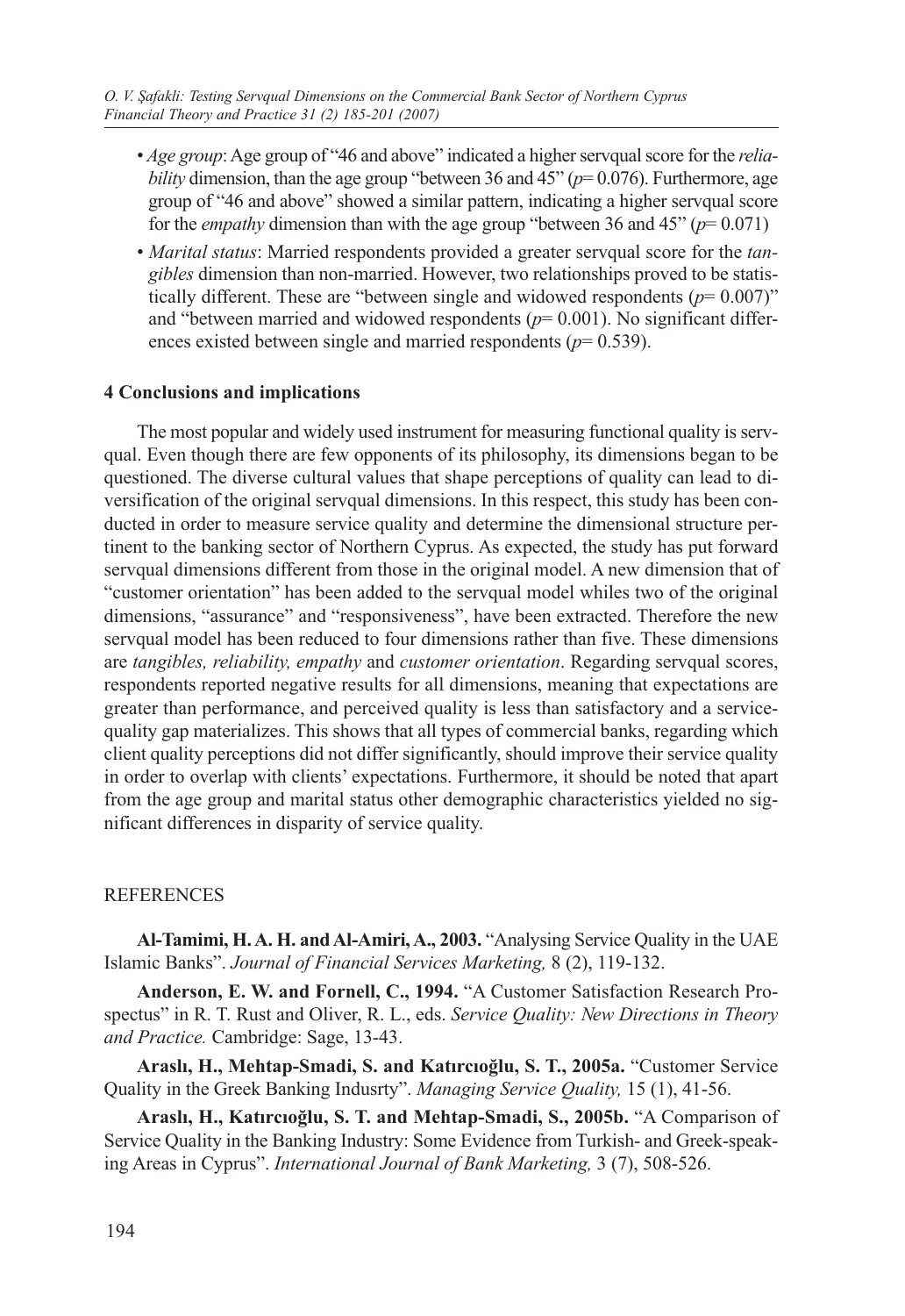- *Age group*: Age group of "46 and above" indicated a higher servqual score for the *reliability* dimension, than the age group "between 36 and 45" ($p$= 0.076). Furthermore, age group of "46 and above" showed a similar pattern, indicating a higher servqual score for the *empathy* dimension than with the age group "between 36 and 45" ($p$= 0.071)
- *Marital status*: Married respondents provided a greater servqual score for the *tangibles* dimension than non-married. However, two relationships proved to be statistically different. These are "between single and widowed respondents ($p$= 0.007)" and "between married and widowed respondents ($p$= 0.001). No significant differences existed between single and married respondents ($p$= 0.539).

## 4 Conclusions and implications

The most popular and widely used instrument for measuring functional quality is servqual. Even though there are few opponents of its philosophy, its dimensions began to be questioned. The diverse cultural values that shape perceptions of quality can lead to diversification of the original servqual dimensions. In this respect, this study has been conducted in order to measure service quality and determine the dimensional structure pertinent to the banking sector of Northern Cyprus. As expected, the study has put forward servqual dimensions different from those in the original model. A new dimension that of "customer orientation" has been added to the servqual model whiles two of the original dimensions, "assurance" and "responsiveness", have been extracted. Therefore the new servqual model has been reduced to four dimensions rather than five. These dimensions are *tangibles, reliability, empathy* and *customer orientation*. Regarding servqual scores, respondents reported negative results for all dimensions, meaning that expectations are greater than performance, and perceived quality is less than satisfactory and a service-quality gap materializes. This shows that all types of commercial banks, regarding which client quality perceptions did not differ significantly, should improve their service quality in order to overlap with clients' expectations. Furthermore, it should be noted that apart from the age group and marital status other demographic characteristics yielded no significant differences in disparity of service quality.

## REFERENCES

**Al-Tamimi, H. A. H. and Al-Amiri, A., 2003.** "Analysing Service Quality in the UAE Islamic Banks". *Journal of Financial Services Marketing,* 8 (2), 119-132.

**Anderson, E. W. and Fornell, C., 1994.** "A Customer Satisfaction Research Prospectus" in R. T. Rust and Oliver, R. L., eds. *Service Quality: New Directions in Theory and Practice.* Cambridge: Sage, 13-43.

**Araslı, H., Mehtap-Smadi, S. and Katırcıoğlu, S. T., 2005a.** "Customer Service Quality in the Greek Banking Indusrty". *Managing Service Quality,* 15 (1), 41-56.

**Araslı, H., Katırcıoğlu, S. T. and Mehtap-Smadi, S., 2005b.** "A Comparison of Service Quality in the Banking Industry: Some Evidence from Turkish- and Greek-speaking Areas in Cyprus". *International Journal of Bank Marketing,* 3 (7), 508-526.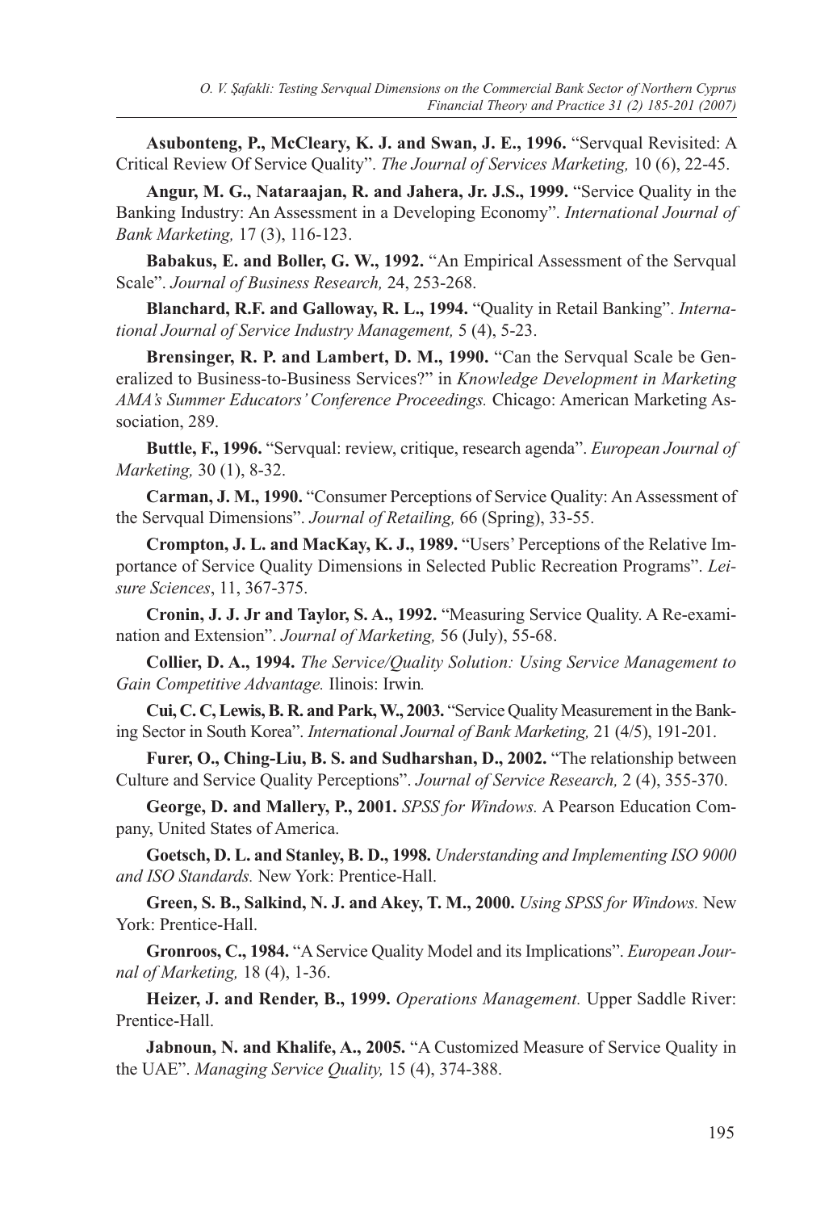**Asubonteng, P., McCleary, K. J. and Swan, J. E., 1996.** "Servqual Revisited: A Critical Review Of Service Quality". *The Journal of Services Marketing,* 10 (6), 22-45.

**Angur, M. G., Nataraajan, R. and Jahera, Jr. J.S., 1999.** "Service Quality in the Banking Industry: An Assessment in a Developing Economy". *International Journal of Bank Marketing,* 17 (3), 116-123.

**Babakus, E. and Boller, G. W., 1992.** "An Empirical Assessment of the Servqual Scale". *Journal of Business Research,* 24, 253-268.

**Blanchard, R.F. and Galloway, R. L., 1994.** "Quality in Retail Banking". *International Journal of Service Industry Management,* 5 (4), 5-23.

**Brensinger, R. P. and Lambert, D. M., 1990.** "Can the Servqual Scale be Generalized to Business-to-Business Services?" in *Knowledge Development in Marketing AMA's Summer Educators' Conference Proceedings.* Chicago: American Marketing Association, 289.

**Buttle, F., 1996.** "Servqual: review, critique, research agenda". *European Journal of Marketing,* 30 (1), 8-32.

**Carman, J. M., 1990.** "Consumer Perceptions of Service Quality: An Assessment of the Servqual Dimensions". *Journal of Retailing,* 66 (Spring), 33-55.

**Crompton, J. L. and MacKay, K. J., 1989.** "Users' Perceptions of the Relative Importance of Service Quality Dimensions in Selected Public Recreation Programs". *Leisure Sciences*, 11, 367-375.

**Cronin, J. J. Jr and Taylor, S. A., 1992.** "Measuring Service Quality. A Re-examination and Extension". *Journal of Marketing,* 56 (July), 55-68.

**Collier, D. A., 1994.** *The Service/Quality Solution: Using Service Management to Gain Competitive Advantage.* Ilinois: Irwin*.*

**Cui, C. C, Lewis, B. R. and Park, W., 2003.** "Service Quality Measurement in the Banking Sector in South Korea". *International Journal of Bank Marketing,* 21 (4/5), 191-201.

**Furer, O., Ching-Liu, B. S. and Sudharshan, D., 2002.** "The relationship between Culture and Service Quality Perceptions". *Journal of Service Research,* 2 (4), 355-370.

**George, D. and Mallery, P., 2001.** *SPSS for Windows.* A Pearson Education Company, United States of America.

**Goetsch, D. L. and Stanley, B. D., 1998.** *Understanding and Implementing ISO 9000 and ISO Standards.* New York: Prentice-Hall.

**Green, S. B., Salkind, N. J. and Akey, T. M., 2000.** *Using SPSS for Windows.* New York: Prentice-Hall.

**Gronroos, C., 1984.** "A Service Quality Model and its Implications". *European Journal of Marketing,* 18 (4), 1-36.

**Heizer, J. and Render, B., 1999.** *Operations Management.* Upper Saddle River: Prentice-Hall.

**Jabnoun, N. and Khalife, A., 2005.** "A Customized Measure of Service Quality in the UAE". *Managing Service Quality,* 15 (4), 374-388.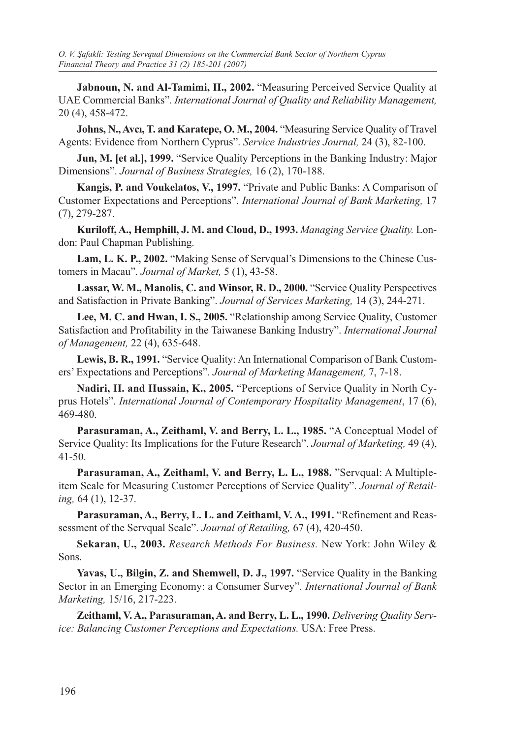**Jabnoun, N. and Al-Tamimi, H., 2002.** "Measuring Perceived Service Quality at UAE Commercial Banks". *International Journal of Quality and Reliability Management,* 20 (4), 458-472.

**Johns, N., Avcı, T. and Karatepe, O. M., 2004.** "Measuring Service Quality of Travel Agents: Evidence from Northern Cyprus". *Service Industries Journal,* 24 (3), 82-100.

**Jun, M. [et al.], 1999.** "Service Quality Perceptions in the Banking Industry: Major Dimensions". *Journal of Business Strategies,* 16 (2), 170-188.

**Kangis, P. and Voukelatos, V., 1997.** "Private and Public Banks: A Comparison of Customer Expectations and Perceptions". *International Journal of Bank Marketing,* 17 (7), 279-287.

**Kuriloff, A., Hemphill, J. M. and Cloud, D., 1993.** *Managing Service Quality.* London: Paul Chapman Publishing.

**Lam, L. K. P., 2002.** "Making Sense of Servqual's Dimensions to the Chinese Customers in Macau". *Journal of Market,* 5 (1), 43-58.

**Lassar, W. M., Manolis, C. and Winsor, R. D., 2000.** "Service Quality Perspectives and Satisfaction in Private Banking". *Journal of Services Marketing,* 14 (3), 244-271.

**Lee, M. C. and Hwan, I. S., 2005.** "Relationship among Service Quality, Customer Satisfaction and Profitability in the Taiwanese Banking Industry". *International Journal of Management,* 22 (4), 635-648.

**Lewis, B. R., 1991.** "Service Quality: An International Comparison of Bank Customers' Expectations and Perceptions". *Journal of Marketing Management,* 7, 7-18.

**Nadiri, H. and Hussain, K., 2005.** "Perceptions of Service Quality in North Cyprus Hotels". *International Journal of Contemporary Hospitality Management*, 17 (6), 469-480.

**Parasuraman, A., Zeithaml, V. and Berry, L. L., 1985.** "A Conceptual Model of Service Quality: Its Implications for the Future Research". *Journal of Marketing,* 49 (4), 41-50.

**Parasuraman, A., Zeithaml, V. and Berry, L. L., 1988.** "Servqual: A Multiple-item Scale for Measuring Customer Perceptions of Service Quality". *Journal of Retailing,* 64 (1), 12-37.

**Parasuraman, A., Berry, L. L. and Zeithaml, V. A., 1991.** "Refinement and Reassessment of the Servqual Scale". *Journal of Retailing,* 67 (4), 420-450.

**Sekaran, U., 2003.** *Research Methods For Business.* New York: John Wiley & Sons.

**Yavas, U., Bilgin, Z. and Shemwell, D. J., 1997.** "Service Quality in the Banking Sector in an Emerging Economy: a Consumer Survey". *International Journal of Bank Marketing,* 15/16, 217-223.

**Zeithaml, V. A., Parasuraman, A. and Berry, L. L., 1990.** *Delivering Quality Service: Balancing Customer Perceptions and Expectations.* USA: Free Press.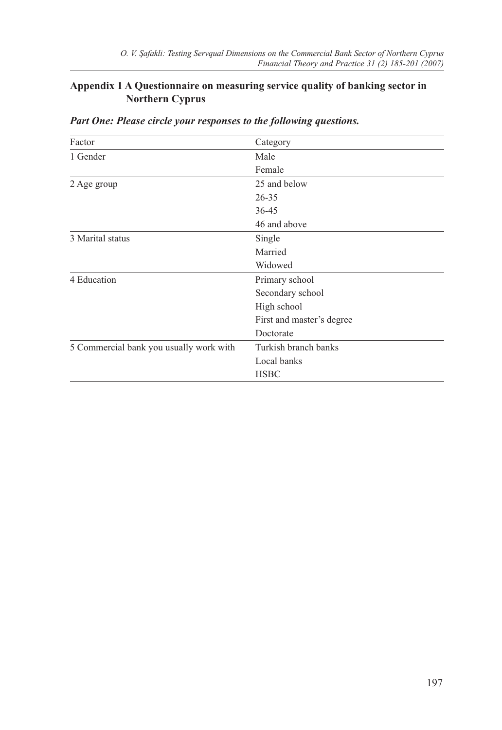## Appendix 1 A Questionnaire on measuring service quality of banking sector in Northern Cyprus

***Part One: Please circle your responses to the following questions.***

| Factor | Category |
|---|---|
| 1 Gender | Male |
| | Female |
| 2 Age group | 25 and below |
| | 26-35 |
| | 36-45 |
| | 46 and above |
| 3 Marital status | Single |
| | Married |
| | Widowed |
| 4 Education | Primary school |
| | Secondary school |
| | High school |
| | First and master's degree |
| | Doctorate |
| 5 Commercial bank you usually work with | Turkish branch banks |
| | Local banks |
| | HSBC |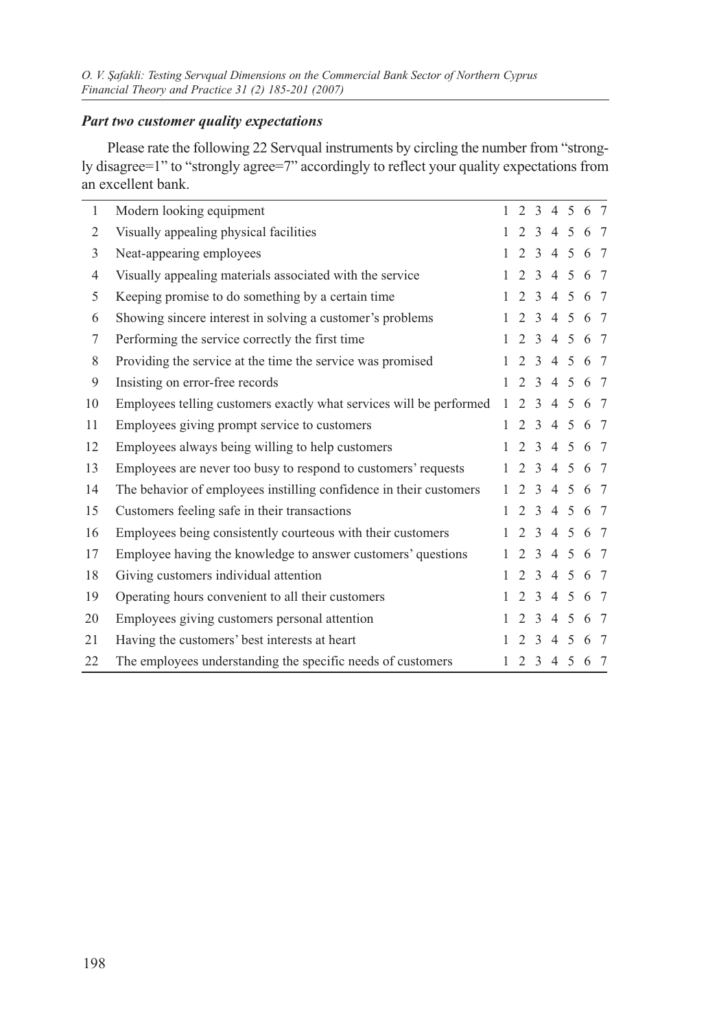### *Part two customer quality expectations*

Please rate the following 22 Servqual instruments by circling the number from "strongly disagree=1" to "strongly agree=7" accordingly to reflect your quality expectations from an excellent bank.

| | | |
|---|---|---|
| 1 | Modern looking equipment | 1 2 3 4 5 6 7 |
| 2 | Visually appealing physical facilities | 1 2 3 4 5 6 7 |
| 3 | Neat-appearing employees | 1 2 3 4 5 6 7 |
| 4 | Visually appealing materials associated with the service | 1 2 3 4 5 6 7 |
| 5 | Keeping promise to do something by a certain time | 1 2 3 4 5 6 7 |
| 6 | Showing sincere interest in solving a customer's problems | 1 2 3 4 5 6 7 |
| 7 | Performing the service correctly the first time | 1 2 3 4 5 6 7 |
| 8 | Providing the service at the time the service was promised | 1 2 3 4 5 6 7 |
| 9 | Insisting on error-free records | 1 2 3 4 5 6 7 |
| 10 | Employees telling customers exactly what services will be performed | 1 2 3 4 5 6 7 |
| 11 | Employees giving prompt service to customers | 1 2 3 4 5 6 7 |
| 12 | Employees always being willing to help customers | 1 2 3 4 5 6 7 |
| 13 | Employees are never too busy to respond to customers' requests | 1 2 3 4 5 6 7 |
| 14 | The behavior of employees instilling confidence in their customers | 1 2 3 4 5 6 7 |
| 15 | Customers feeling safe in their transactions | 1 2 3 4 5 6 7 |
| 16 | Employees being consistently courteous with their customers | 1 2 3 4 5 6 7 |
| 17 | Employee having the knowledge to answer customers' questions | 1 2 3 4 5 6 7 |
| 18 | Giving customers individual attention | 1 2 3 4 5 6 7 |
| 19 | Operating hours convenient to all their customers | 1 2 3 4 5 6 7 |
| 20 | Employees giving customers personal attention | 1 2 3 4 5 6 7 |
| 21 | Having the customers' best interests at heart | 1 2 3 4 5 6 7 |
| 22 | The employees understanding the specific needs of customers | 1 2 3 4 5 6 7 |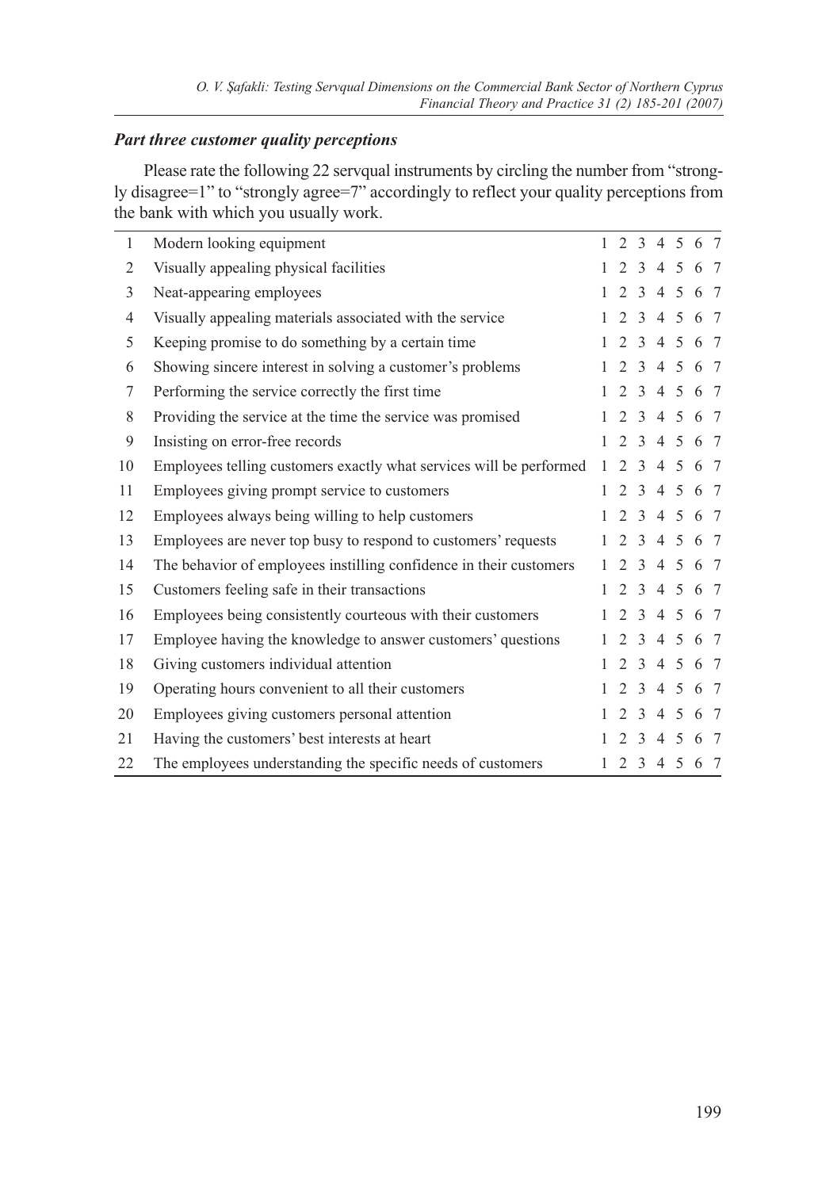### *Part three customer quality perceptions*

Please rate the following 22 servqual instruments by circling the number from "strongly disagree=1" to "strongly agree=7" accordingly to reflect your quality perceptions from the bank with which you usually work.

| | | |
|---|---|---|
| 1 | Modern looking equipment | 1 2 3 4 5 6 7 |
| 2 | Visually appealing physical facilities | 1 2 3 4 5 6 7 |
| 3 | Neat-appearing employees | 1 2 3 4 5 6 7 |
| 4 | Visually appealing materials associated with the service | 1 2 3 4 5 6 7 |
| 5 | Keeping promise to do something by a certain time | 1 2 3 4 5 6 7 |
| 6 | Showing sincere interest in solving a customer's problems | 1 2 3 4 5 6 7 |
| 7 | Performing the service correctly the first time | 1 2 3 4 5 6 7 |
| 8 | Providing the service at the time the service was promised | 1 2 3 4 5 6 7 |
| 9 | Insisting on error-free records | 1 2 3 4 5 6 7 |
| 10 | Employees telling customers exactly what services will be performed | 1 2 3 4 5 6 7 |
| 11 | Employees giving prompt service to customers | 1 2 3 4 5 6 7 |
| 12 | Employees always being willing to help customers | 1 2 3 4 5 6 7 |
| 13 | Employees are never top busy to respond to customers' requests | 1 2 3 4 5 6 7 |
| 14 | The behavior of employees instilling confidence in their customers | 1 2 3 4 5 6 7 |
| 15 | Customers feeling safe in their transactions | 1 2 3 4 5 6 7 |
| 16 | Employees being consistently courteous with their customers | 1 2 3 4 5 6 7 |
| 17 | Employee having the knowledge to answer customers' questions | 1 2 3 4 5 6 7 |
| 18 | Giving customers individual attention | 1 2 3 4 5 6 7 |
| 19 | Operating hours convenient to all their customers | 1 2 3 4 5 6 7 |
| 20 | Employees giving customers personal attention | 1 2 3 4 5 6 7 |
| 21 | Having the customers' best interests at heart | 1 2 3 4 5 6 7 |
| 22 | The employees understanding the specific needs of customers | 1 2 3 4 5 6 7 |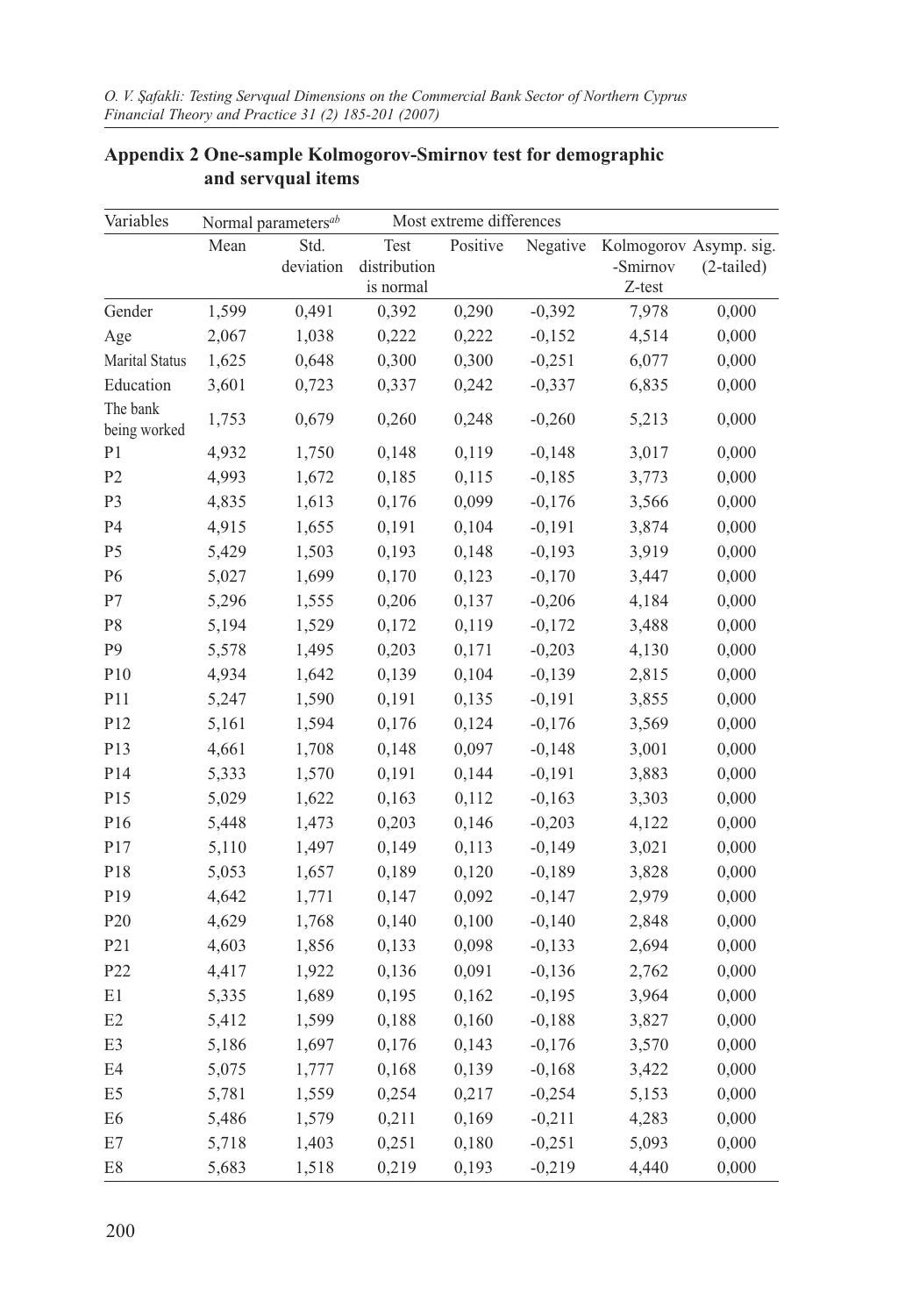## Appendix 2 One-sample Kolmogorov-Smirnov test for demographic and servqual items

| Variables | Normal parameters[ab] | | Most extreme differences | | | | |
|---|---|---|---|---|---|---|---|
| | Mean | Std. deviation | Test distribution is normal | Positive | Negative | Kolmogorov -Smirnov Z-test | Asymp. sig. (2-tailed) |
| Gender | 1,599 | 0,491 | 0,392 | 0,290 | -0,392 | 7,978 | 0,000 |
| Age | 2,067 | 1,038 | 0,222 | 0,222 | -0,152 | 4,514 | 0,000 |
| Marital Status | 1,625 | 0,648 | 0,300 | 0,300 | -0,251 | 6,077 | 0,000 |
| Education | 3,601 | 0,723 | 0,337 | 0,242 | -0,337 | 6,835 | 0,000 |
| The bank being worked | 1,753 | 0,679 | 0,260 | 0,248 | -0,260 | 5,213 | 0,000 |
| P1 | 4,932 | 1,750 | 0,148 | 0,119 | -0,148 | 3,017 | 0,000 |
| P2 | 4,993 | 1,672 | 0,185 | 0,115 | -0,185 | 3,773 | 0,000 |
| P3 | 4,835 | 1,613 | 0,176 | 0,099 | -0,176 | 3,566 | 0,000 |
| P4 | 4,915 | 1,655 | 0,191 | 0,104 | -0,191 | 3,874 | 0,000 |
| P5 | 5,429 | 1,503 | 0,193 | 0,148 | -0,193 | 3,919 | 0,000 |
| P6 | 5,027 | 1,699 | 0,170 | 0,123 | -0,170 | 3,447 | 0,000 |
| P7 | 5,296 | 1,555 | 0,206 | 0,137 | -0,206 | 4,184 | 0,000 |
| P8 | 5,194 | 1,529 | 0,172 | 0,119 | -0,172 | 3,488 | 0,000 |
| P9 | 5,578 | 1,495 | 0,203 | 0,171 | -0,203 | 4,130 | 0,000 |
| P10 | 4,934 | 1,642 | 0,139 | 0,104 | -0,139 | 2,815 | 0,000 |
| P11 | 5,247 | 1,590 | 0,191 | 0,135 | -0,191 | 3,855 | 0,000 |
| P12 | 5,161 | 1,594 | 0,176 | 0,124 | -0,176 | 3,569 | 0,000 |
| P13 | 4,661 | 1,708 | 0,148 | 0,097 | -0,148 | 3,001 | 0,000 |
| P14 | 5,333 | 1,570 | 0,191 | 0,144 | -0,191 | 3,883 | 0,000 |
| P15 | 5,029 | 1,622 | 0,163 | 0,112 | -0,163 | 3,303 | 0,000 |
| P16 | 5,448 | 1,473 | 0,203 | 0,146 | -0,203 | 4,122 | 0,000 |
| P17 | 5,110 | 1,497 | 0,149 | 0,113 | -0,149 | 3,021 | 0,000 |
| P18 | 5,053 | 1,657 | 0,189 | 0,120 | -0,189 | 3,828 | 0,000 |
| P19 | 4,642 | 1,771 | 0,147 | 0,092 | -0,147 | 2,979 | 0,000 |
| P20 | 4,629 | 1,768 | 0,140 | 0,100 | -0,140 | 2,848 | 0,000 |
| P21 | 4,603 | 1,856 | 0,133 | 0,098 | -0,133 | 2,694 | 0,000 |
| P22 | 4,417 | 1,922 | 0,136 | 0,091 | -0,136 | 2,762 | 0,000 |
| E1 | 5,335 | 1,689 | 0,195 | 0,162 | -0,195 | 3,964 | 0,000 |
| E2 | 5,412 | 1,599 | 0,188 | 0,160 | -0,188 | 3,827 | 0,000 |
| E3 | 5,186 | 1,697 | 0,176 | 0,143 | -0,176 | 3,570 | 0,000 |
| E4 | 5,075 | 1,777 | 0,168 | 0,139 | -0,168 | 3,422 | 0,000 |
| E5 | 5,781 | 1,559 | 0,254 | 0,217 | -0,254 | 5,153 | 0,000 |
| E6 | 5,486 | 1,579 | 0,211 | 0,169 | -0,211 | 4,283 | 0,000 |
| E7 | 5,718 | 1,403 | 0,251 | 0,180 | -0,251 | 5,093 | 0,000 |
| E8 | 5,683 | 1,518 | 0,219 | 0,193 | -0,219 | 4,440 | 0,000 |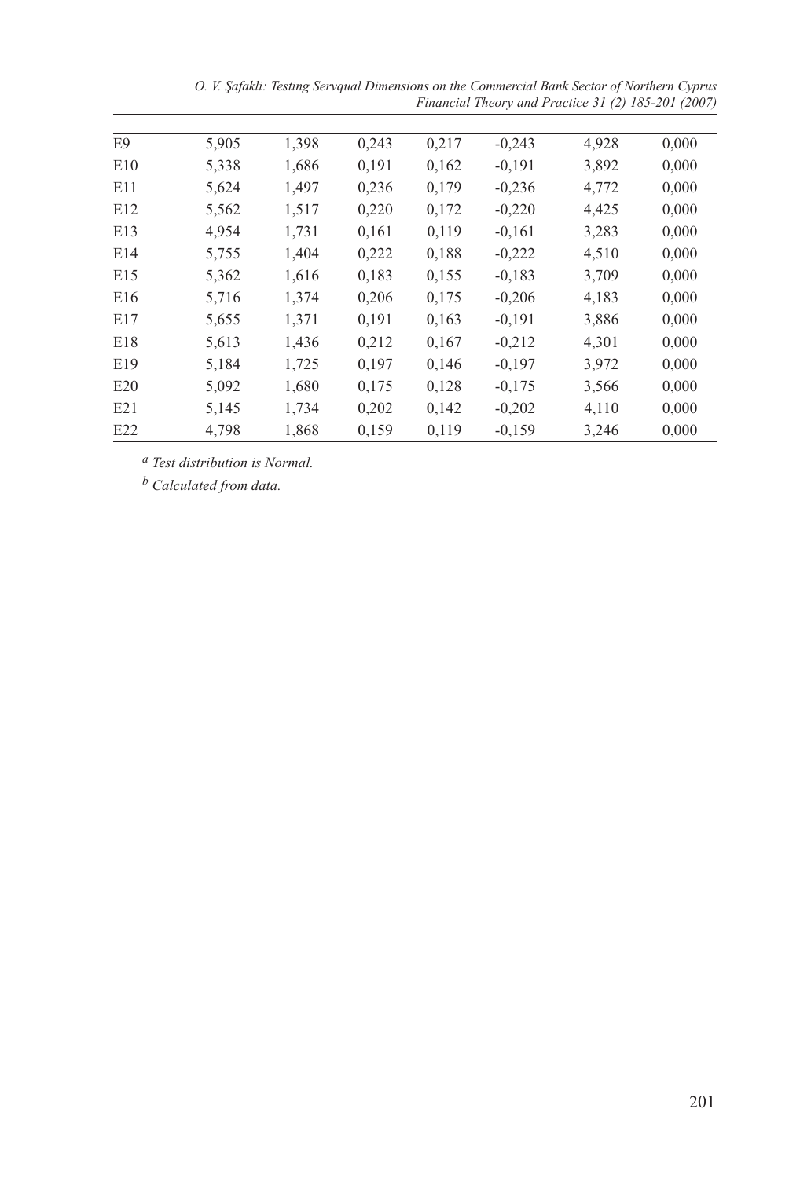| | | | | | | | |
|---|---|---|---|---|---|---|---|
| E9 | 5,905 | 1,398 | 0,243 | 0,217 | -0,243 | 4,928 | 0,000 |
| E10 | 5,338 | 1,686 | 0,191 | 0,162 | -0,191 | 3,892 | 0,000 |
| E11 | 5,624 | 1,497 | 0,236 | 0,179 | -0,236 | 4,772 | 0,000 |
| E12 | 5,562 | 1,517 | 0,220 | 0,172 | -0,220 | 4,425 | 0,000 |
| E13 | 4,954 | 1,731 | 0,161 | 0,119 | -0,161 | 3,283 | 0,000 |
| E14 | 5,755 | 1,404 | 0,222 | 0,188 | -0,222 | 4,510 | 0,000 |
| E15 | 5,362 | 1,616 | 0,183 | 0,155 | -0,183 | 3,709 | 0,000 |
| E16 | 5,716 | 1,374 | 0,206 | 0,175 | -0,206 | 4,183 | 0,000 |
| E17 | 5,655 | 1,371 | 0,191 | 0,163 | -0,191 | 3,886 | 0,000 |
| E18 | 5,613 | 1,436 | 0,212 | 0,167 | -0,212 | 4,301 | 0,000 |
| E19 | 5,184 | 1,725 | 0,197 | 0,146 | -0,197 | 3,972 | 0,000 |
| E20 | 5,092 | 1,680 | 0,175 | 0,128 | -0,175 | 3,566 | 0,000 |
| E21 | 5,145 | 1,734 | 0,202 | 0,142 | -0,202 | 4,110 | 0,000 |
| E22 | 4,798 | 1,868 | 0,159 | 0,119 | -0,159 | 3,246 | 0,000 |

[a] *Test distribution is Normal.*

[b] *Calculated from data.*